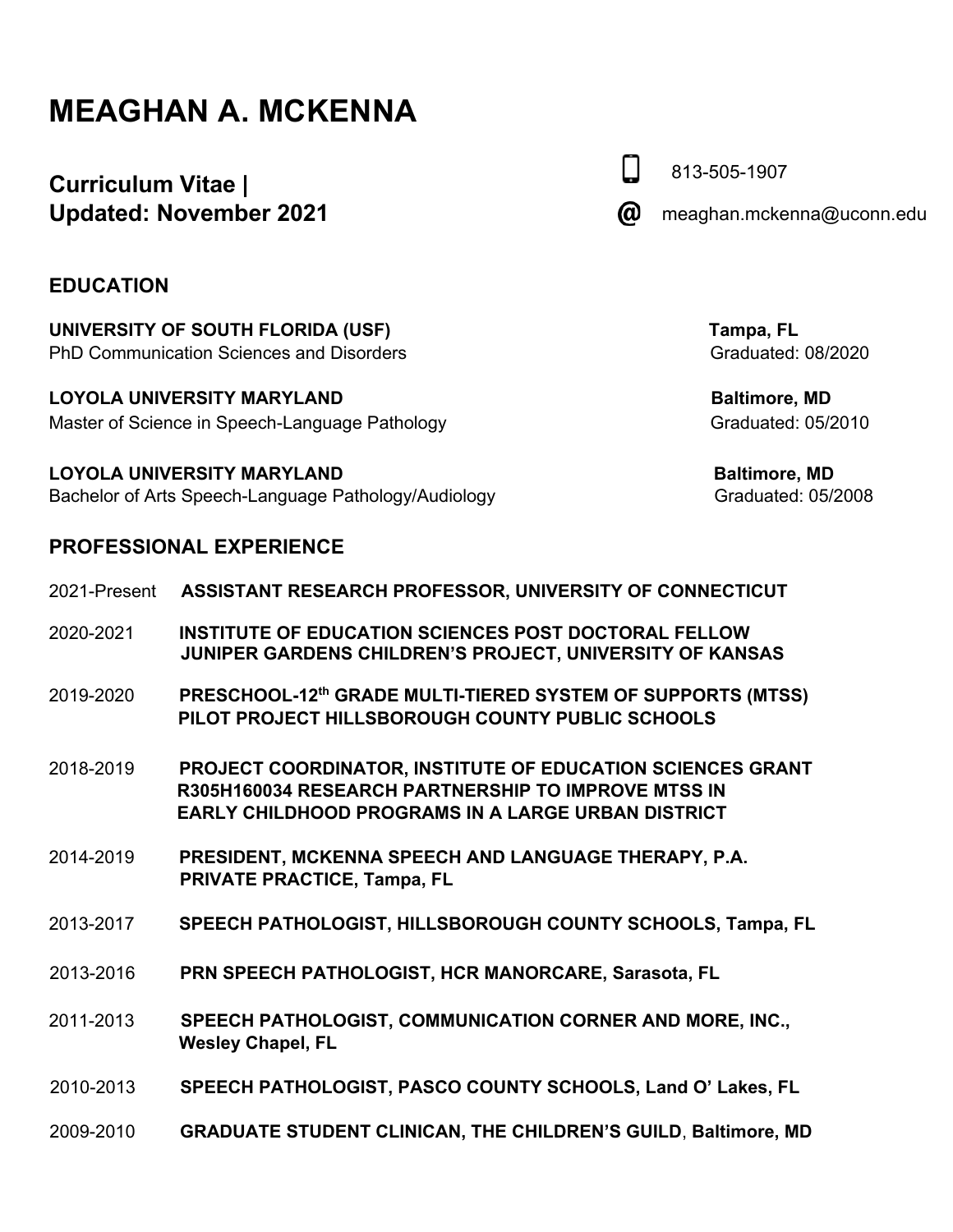# MEAGHAN A. MCKENNA

**Curriculum Vitae |**
**Updated: November 2021**

813-505-1907
@ meaghan.mckenna@uconn.edu

## EDUCATION

**UNIVERSITY OF SOUTH FLORIDA (USF)** — **Tampa, FL**
PhD Communication Sciences and Disorders — Graduated: 08/2020

**LOYOLA UNIVERSITY MARYLAND** — **Baltimore, MD**
Master of Science in Speech-Language Pathology — Graduated: 05/2010

**LOYOLA UNIVERSITY MARYLAND** — **Baltimore, MD**
Bachelor of Arts Speech-Language Pathology/Audiology — Graduated: 05/2008

## PROFESSIONAL EXPERIENCE

2021-Present **ASSISTANT RESEARCH PROFESSOR, UNIVERSITY OF CONNECTICUT**

2020-2021 **INSTITUTE OF EDUCATION SCIENCES POST DOCTORAL FELLOW JUNIPER GARDENS CHILDREN'S PROJECT, UNIVERSITY OF KANSAS**

2019-2020 **PRESCHOOL-12th GRADE MULTI-TIERED SYSTEM OF SUPPORTS (MTSS) PILOT PROJECT HILLSBOROUGH COUNTY PUBLIC SCHOOLS**

2018-2019 **PROJECT COORDINATOR, INSTITUTE OF EDUCATION SCIENCES GRANT R305H160034 RESEARCH PARTNERSHIP TO IMPROVE MTSS IN EARLY CHILDHOOD PROGRAMS IN A LARGE URBAN DISTRICT**

2014-2019 **PRESIDENT, MCKENNA SPEECH AND LANGUAGE THERAPY, P.A. PRIVATE PRACTICE, Tampa, FL**

2013-2017 **SPEECH PATHOLOGIST, HILLSBOROUGH COUNTY SCHOOLS, Tampa, FL**

2013-2016 **PRN SPEECH PATHOLOGIST, HCR MANORCARE, Sarasota, FL**

2011-2013 **SPEECH PATHOLOGIST, COMMUNICATION CORNER AND MORE, INC., Wesley Chapel, FL**

2010-2013 **SPEECH PATHOLOGIST, PASCO COUNTY SCHOOLS, Land O' Lakes, FL**

2009-2010 **GRADUATE STUDENT CLINICAN, THE CHILDREN'S GUILD, Baltimore, MD**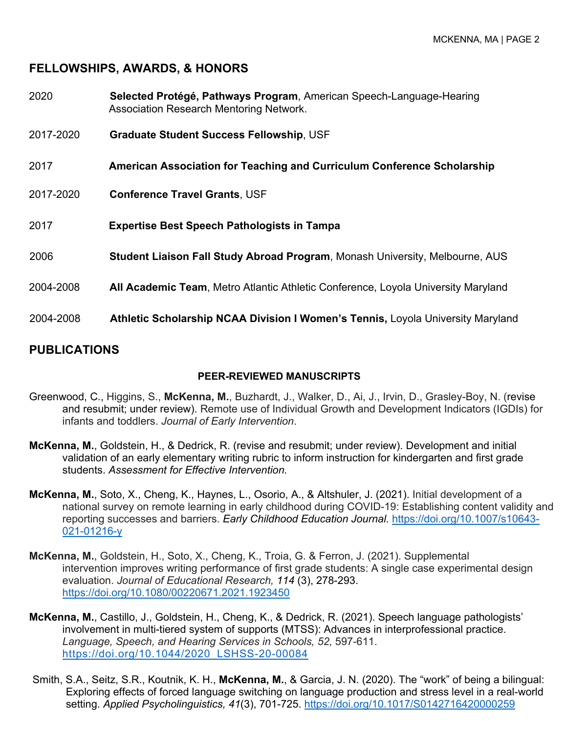## FELLOWSHIPS, AWARDS, & HONORS

2020 **Selected Protégé, Pathways Program**, American Speech-Language-Hearing Association Research Mentoring Network.

2017-2020 **Graduate Student Success Fellowship**, USF

2017 **American Association for Teaching and Curriculum Conference Scholarship**

2017-2020 **Conference Travel Grants**, USF

2017 **Expertise Best Speech Pathologists in Tampa**

2006 **Student Liaison Fall Study Abroad Program**, Monash University, Melbourne, AUS

2004-2008 **All Academic Team**, Metro Atlantic Athletic Conference, Loyola University Maryland

2004-2008 **Athletic Scholarship NCAA Division I Women's Tennis,** Loyola University Maryland

## PUBLICATIONS

### PEER-REVIEWED MANUSCRIPTS

Greenwood, C., Higgins, S., **McKenna, M.**, Buzhardt, J., Walker, D., Ai, J., Irvin, D., Grasley-Boy, N. (revise and resubmit; under review). Remote use of Individual Growth and Development Indicators (IGDIs) for infants and toddlers. *Journal of Early Intervention*.

**McKenna, M.**, Goldstein, H., & Dedrick, R. (revise and resubmit; under review). Development and initial validation of an early elementary writing rubric to inform instruction for kindergarten and first grade students. *Assessment for Effective Intervention.*

**McKenna, M.**, Soto, X., Cheng, K., Haynes, L., Osorio, A., & Altshuler, J. (2021). Initial development of a national survey on remote learning in early childhood during COVID-19: Establishing content validity and reporting successes and barriers. *Early Childhood Education Journal.* https://doi.org/10.1007/s10643-021-01216-y

**McKenna, M.**, Goldstein, H., Soto, X., Cheng, K., Troia, G. & Ferron, J. (2021). Supplemental intervention improves writing performance of first grade students: A single case experimental design evaluation. *Journal of Educational Research, 114* (3), 278-293. https://doi.org/10.1080/00220671.2021.1923450

**McKenna, M.**, Castillo, J., Goldstein, H., Cheng, K., & Dedrick, R. (2021). Speech language pathologists' involvement in multi-tiered system of supports (MTSS): Advances in interprofessional practice. *Language, Speech, and Hearing Services in Schools, 52,* 597-611. https://doi.org/10.1044/2020_LSHSS-20-00084

Smith, S.A., Seitz, S.R., Koutnik, K. H., **McKenna, M.**, & Garcia, J. N. (2020). The "work" of being a bilingual: Exploring effects of forced language switching on language production and stress level in a real-world setting. *Applied Psycholinguistics, 41*(3), 701-725. https://doi.org/10.1017/S0142716420000259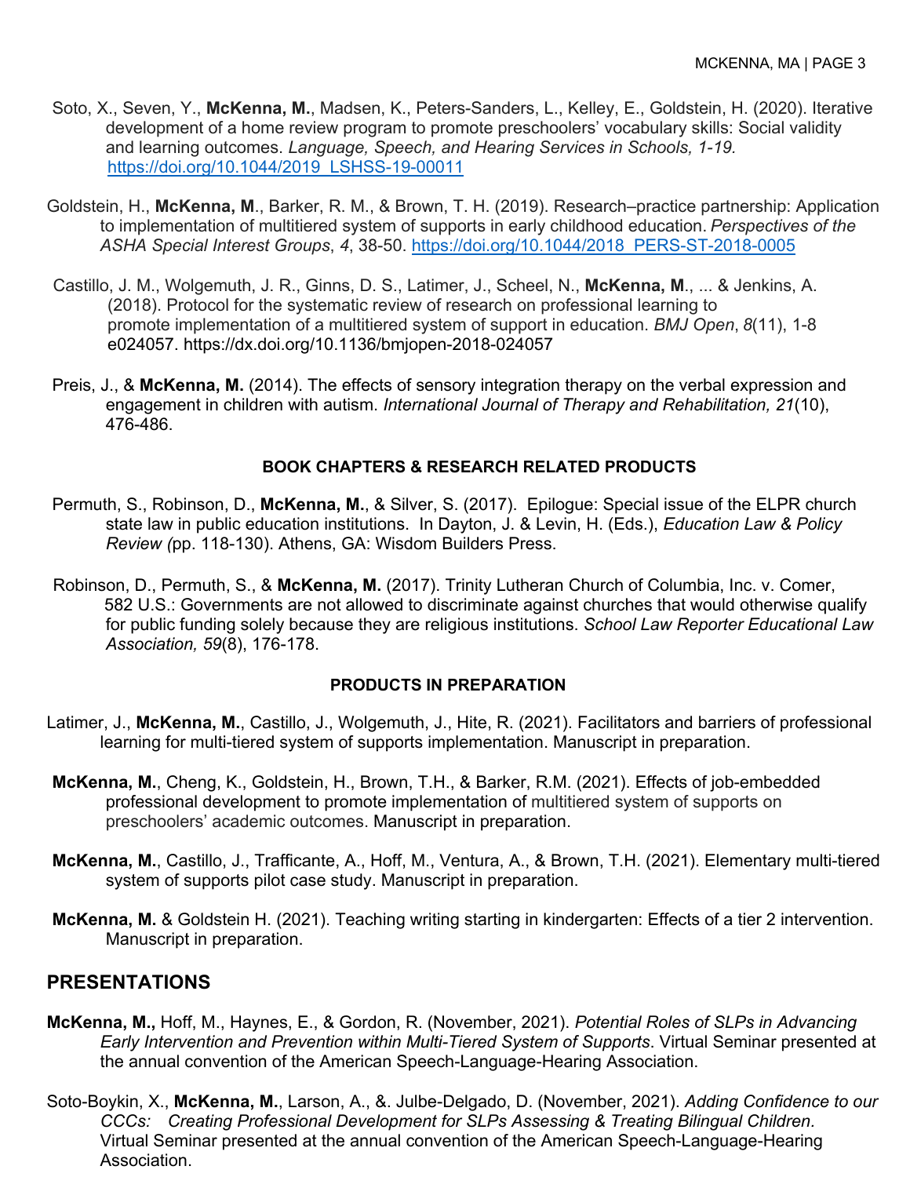Soto, X., Seven, Y., **McKenna, M.**, Madsen, K., Peters-Sanders, L., Kelley, E., Goldstein, H. (2020). Iterative development of a home review program to promote preschoolers' vocabulary skills: Social validity and learning outcomes. *Language, Speech, and Hearing Services in Schools, 1-19.* https://doi.org/10.1044/2019_LSHSS-19-00011

Goldstein, H., **McKenna, M**., Barker, R. M., & Brown, T. H. (2019). Research–practice partnership: Application to implementation of multitiered system of supports in early childhood education. *Perspectives of the ASHA Special Interest Groups*, *4*, 38-50. https://doi.org/10.1044/2018_PERS-ST-2018-0005

Castillo, J. M., Wolgemuth, J. R., Ginns, D. S., Latimer, J., Scheel, N., **McKenna, M**., ... & Jenkins, A. (2018). Protocol for the systematic review of research on professional learning to promote implementation of a multitiered system of support in education. *BMJ Open*, *8*(11), 1-8 e024057. https://dx.doi.org/10.1136/bmjopen-2018-024057

Preis, J., & **McKenna, M.** (2014). The effects of sensory integration therapy on the verbal expression and engagement in children with autism. *International Journal of Therapy and Rehabilitation, 21*(10), 476-486.

### BOOK CHAPTERS & RESEARCH RELATED PRODUCTS

Permuth, S., Robinson, D., **McKenna, M.**, & Silver, S. (2017). Epilogue: Special issue of the ELPR church state law in public education institutions. In Dayton, J. & Levin, H. (Eds.), *Education Law & Policy Review (*pp. 118-130). Athens, GA: Wisdom Builders Press.

Robinson, D., Permuth, S., & **McKenna, M.** (2017). Trinity Lutheran Church of Columbia, Inc. v. Comer, 582 U.S.: Governments are not allowed to discriminate against churches that would otherwise qualify for public funding solely because they are religious institutions. *School Law Reporter Educational Law Association, 59*(8), 176-178.

### PRODUCTS IN PREPARATION

Latimer, J., **McKenna, M.**, Castillo, J., Wolgemuth, J., Hite, R. (2021). Facilitators and barriers of professional learning for multi-tiered system of supports implementation. Manuscript in preparation.

**McKenna, M.**, Cheng, K., Goldstein, H., Brown, T.H., & Barker, R.M. (2021). Effects of job-embedded professional development to promote implementation of multitiered system of supports on preschoolers' academic outcomes. Manuscript in preparation.

**McKenna, M.**, Castillo, J., Trafficante, A., Hoff, M., Ventura, A., & Brown, T.H. (2021). Elementary multi-tiered system of supports pilot case study. Manuscript in preparation.

**McKenna, M.** & Goldstein H. (2021). Teaching writing starting in kindergarten: Effects of a tier 2 intervention. Manuscript in preparation.

## PRESENTATIONS

**McKenna, M.,** Hoff, M., Haynes, E., & Gordon, R. (November, 2021). *Potential Roles of SLPs in Advancing Early Intervention and Prevention within Multi-Tiered System of Supports*. Virtual Seminar presented at the annual convention of the American Speech-Language-Hearing Association.

Soto-Boykin, X., **McKenna, M.**, Larson, A., &. Julbe-Delgado, D. (November, 2021). *Adding Confidence to our CCCs: Creating Professional Development for SLPs Assessing & Treating Bilingual Children.* Virtual Seminar presented at the annual convention of the American Speech-Language-Hearing Association.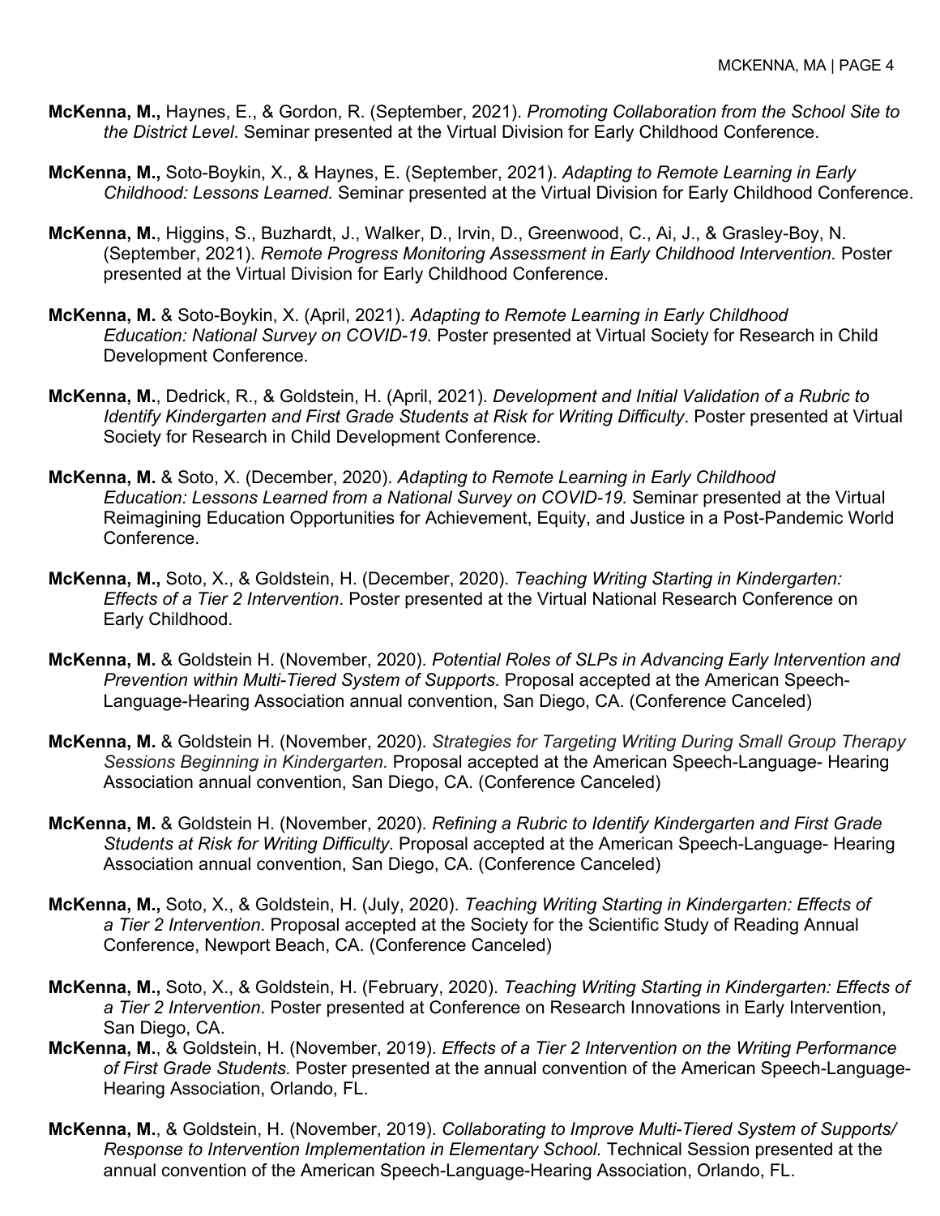**McKenna, M.,** Haynes, E., & Gordon, R. (September, 2021). *Promoting Collaboration from the School Site to the District Level*. Seminar presented at the Virtual Division for Early Childhood Conference.

**McKenna, M.,** Soto-Boykin, X., & Haynes, E. (September, 2021). *Adapting to Remote Learning in Early Childhood: Lessons Learned.* Seminar presented at the Virtual Division for Early Childhood Conference.

**McKenna, M.**, Higgins, S., Buzhardt, J., Walker, D., Irvin, D., Greenwood, C., Ai, J., & Grasley-Boy, N. (September, 2021). *Remote Progress Monitoring Assessment in Early Childhood Intervention.* Poster presented at the Virtual Division for Early Childhood Conference.

**McKenna, M.** & Soto-Boykin, X. (April, 2021). *Adapting to Remote Learning in Early Childhood Education: National Survey on COVID-19.* Poster presented at Virtual Society for Research in Child Development Conference.

**McKenna, M.**, Dedrick, R., & Goldstein, H. (April, 2021). *Development and Initial Validation of a Rubric to Identify Kindergarten and First Grade Students at Risk for Writing Difficulty*. Poster presented at Virtual Society for Research in Child Development Conference.

**McKenna, M.** & Soto, X. (December, 2020). *Adapting to Remote Learning in Early Childhood Education: Lessons Learned from a National Survey on COVID-19.* Seminar presented at the Virtual Reimagining Education Opportunities for Achievement, Equity, and Justice in a Post-Pandemic World Conference.

**McKenna, M.,** Soto, X., & Goldstein, H. (December, 2020). *Teaching Writing Starting in Kindergarten: Effects of a Tier 2 Intervention*. Poster presented at the Virtual National Research Conference on Early Childhood.

**McKenna, M.** & Goldstein H. (November, 2020). *Potential Roles of SLPs in Advancing Early Intervention and Prevention within Multi-Tiered System of Supports*. Proposal accepted at the American Speech-Language-Hearing Association annual convention, San Diego, CA. (Conference Canceled)

**McKenna, M.** & Goldstein H. (November, 2020). *Strategies for Targeting Writing During Small Group Therapy Sessions Beginning in Kindergarten.* Proposal accepted at the American Speech-Language- Hearing Association annual convention, San Diego, CA. (Conference Canceled)

**McKenna, M.** & Goldstein H. (November, 2020). *Refining a Rubric to Identify Kindergarten and First Grade Students at Risk for Writing Difficulty*. Proposal accepted at the American Speech-Language- Hearing Association annual convention, San Diego, CA. (Conference Canceled)

**McKenna, M.,** Soto, X., & Goldstein, H. (July, 2020). *Teaching Writing Starting in Kindergarten: Effects of a Tier 2 Intervention*. Proposal accepted at the Society for the Scientific Study of Reading Annual Conference, Newport Beach, CA. (Conference Canceled)

**McKenna, M.,** Soto, X., & Goldstein, H. (February, 2020). *Teaching Writing Starting in Kindergarten: Effects of a Tier 2 Intervention.* Poster presented at Conference on Research Innovations in Early Intervention, San Diego, CA.

**McKenna, M.**, & Goldstein, H. (November, 2019). *Effects of a Tier 2 Intervention on the Writing Performance of First Grade Students.* Poster presented at the annual convention of the American Speech-Language-Hearing Association, Orlando, FL.

**McKenna, M.**, & Goldstein, H. (November, 2019). *Collaborating to Improve Multi-Tiered System of Supports/ Response to Intervention Implementation in Elementary School.* Technical Session presented at the annual convention of the American Speech-Language-Hearing Association, Orlando, FL.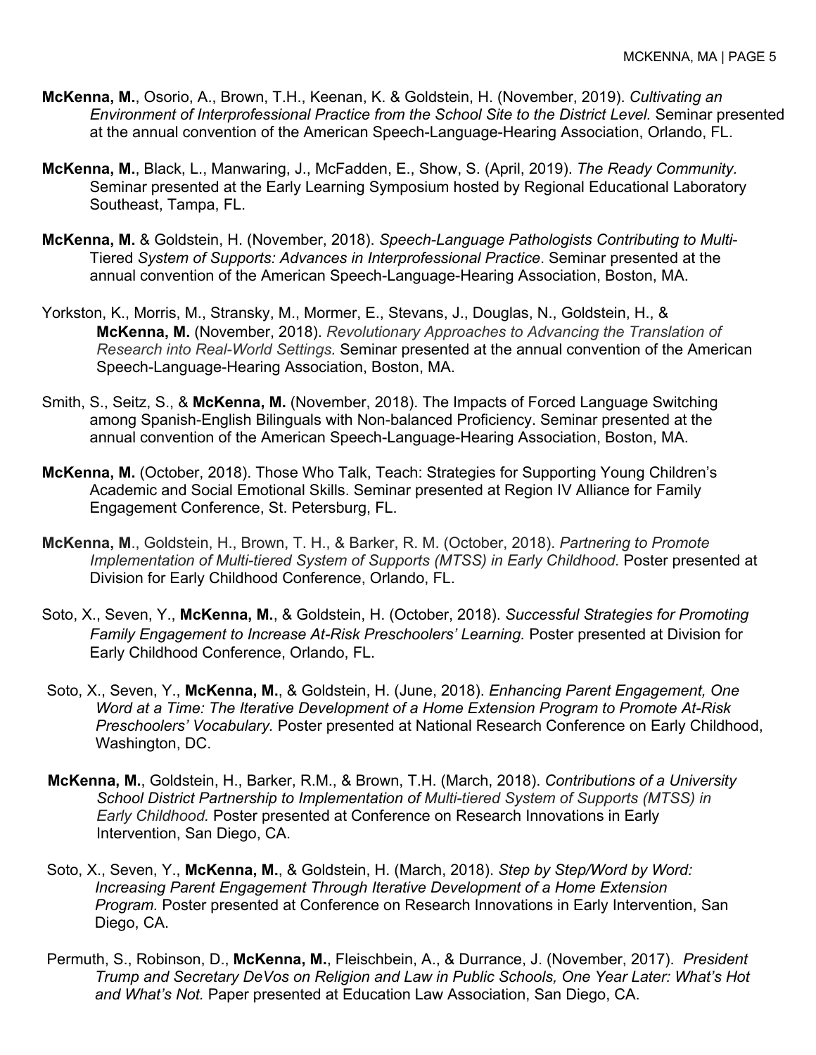**McKenna, M.**, Osorio, A., Brown, T.H., Keenan, K. & Goldstein, H. (November, 2019). *Cultivating an Environment of Interprofessional Practice from the School Site to the District Level.* Seminar presented at the annual convention of the American Speech-Language-Hearing Association, Orlando, FL.

**McKenna, M.**, Black, L., Manwaring, J., McFadden, E., Show, S. (April, 2019). *The Ready Community.* Seminar presented at the Early Learning Symposium hosted by Regional Educational Laboratory Southeast, Tampa, FL.

**McKenna, M.** & Goldstein, H. (November, 2018). *Speech-Language Pathologists Contributing to Multi-*Tiered *System of Supports: Advances in Interprofessional Practice*. Seminar presented at the annual convention of the American Speech-Language-Hearing Association, Boston, MA.

Yorkston, K., Morris, M., Stransky, M., Mormer, E., Stevans, J., Douglas, N., Goldstein, H., & **McKenna, M.** (November, 2018). *Revolutionary Approaches to Advancing the Translation of Research into Real-World Settings.* Seminar presented at the annual convention of the American Speech-Language-Hearing Association, Boston, MA.

Smith, S., Seitz, S., & **McKenna, M.** (November, 2018). The Impacts of Forced Language Switching among Spanish-English Bilinguals with Non-balanced Proficiency. Seminar presented at the annual convention of the American Speech-Language-Hearing Association, Boston, MA.

**McKenna, M.** (October, 2018). Those Who Talk, Teach: Strategies for Supporting Young Children's Academic and Social Emotional Skills. Seminar presented at Region IV Alliance for Family Engagement Conference, St. Petersburg, FL.

**McKenna, M**., Goldstein, H., Brown, T. H., & Barker, R. M. (October, 2018). *Partnering to Promote Implementation of Multi-tiered System of Supports (MTSS) in Early Childhood.* Poster presented at Division for Early Childhood Conference, Orlando, FL.

Soto, X., Seven, Y., **McKenna, M.**, & Goldstein, H. (October, 2018). *Successful Strategies for Promoting Family Engagement to Increase At-Risk Preschoolers' Learning.* Poster presented at Division for Early Childhood Conference, Orlando, FL.

Soto, X., Seven, Y., **McKenna, M.**, & Goldstein, H. (June, 2018). *Enhancing Parent Engagement, One Word at a Time: The Iterative Development of a Home Extension Program to Promote At-Risk Preschoolers' Vocabulary.* Poster presented at National Research Conference on Early Childhood, Washington, DC.

**McKenna, M.**, Goldstein, H., Barker, R.M., & Brown, T.H. (March, 2018). *Contributions of a University School District Partnership to Implementation of Multi-tiered System of Supports (MTSS) in Early Childhood.* Poster presented at Conference on Research Innovations in Early Intervention, San Diego, CA.

Soto, X., Seven, Y., **McKenna, M.**, & Goldstein, H. (March, 2018). *Step by Step/Word by Word: Increasing Parent Engagement Through Iterative Development of a Home Extension Program.* Poster presented at Conference on Research Innovations in Early Intervention, San Diego, CA.

Permuth, S., Robinson, D., **McKenna, M.**, Fleischbein, A., & Durrance, J. (November, 2017). *President Trump and Secretary DeVos on Religion and Law in Public Schools, One Year Later: What's Hot and What's Not.* Paper presented at Education Law Association, San Diego, CA.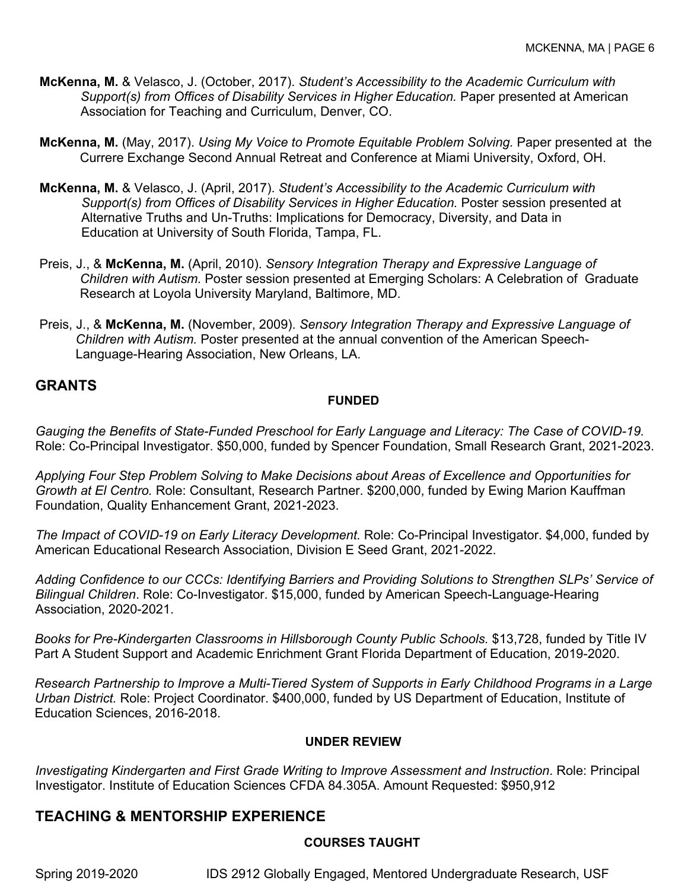**McKenna, M.** & Velasco, J. (October, 2017). *Student's Accessibility to the Academic Curriculum with Support(s) from Offices of Disability Services in Higher Education.* Paper presented at American Association for Teaching and Curriculum, Denver, CO.

**McKenna, M.** (May, 2017). *Using My Voice to Promote Equitable Problem Solving.* Paper presented at the Currere Exchange Second Annual Retreat and Conference at Miami University, Oxford, OH.

**McKenna, M.** & Velasco, J. (April, 2017). *Student's Accessibility to the Academic Curriculum with Support(s) from Offices of Disability Services in Higher Education.* Poster session presented at Alternative Truths and Un-Truths: Implications for Democracy, Diversity, and Data in Education at University of South Florida, Tampa, FL.

Preis, J., & **McKenna, M.** (April, 2010). *Sensory Integration Therapy and Expressive Language of Children with Autism.* Poster session presented at Emerging Scholars: A Celebration of Graduate Research at Loyola University Maryland, Baltimore, MD.

Preis, J., & **McKenna, M.** (November, 2009). *Sensory Integration Therapy and Expressive Language of Children with Autism.* Poster presented at the annual convention of the American Speech-Language-Hearing Association, New Orleans, LA.

## GRANTS

### FUNDED

*Gauging the Benefits of State-Funded Preschool for Early Language and Literacy: The Case of COVID-19.* Role: Co-Principal Investigator. $50,000, funded by Spencer Foundation, Small Research Grant, 2021-2023.

*Applying Four Step Problem Solving to Make Decisions about Areas of Excellence and Opportunities for Growth at El Centro.* Role: Consultant, Research Partner. $200,000, funded by Ewing Marion Kauffman Foundation, Quality Enhancement Grant, 2021-2023.

*The Impact of COVID-19 on Early Literacy Development.* Role: Co-Principal Investigator. $4,000, funded by American Educational Research Association, Division E Seed Grant, 2021-2022.

*Adding Confidence to our CCCs: Identifying Barriers and Providing Solutions to Strengthen SLPs' Service of Bilingual Children*. Role: Co-Investigator. $15,000, funded by American Speech-Language-Hearing Association, 2020-2021.

*Books for Pre-Kindergarten Classrooms in Hillsborough County Public Schools.* $13,728, funded by Title IV Part A Student Support and Academic Enrichment Grant Florida Department of Education, 2019-2020.

*Research Partnership to Improve a Multi-Tiered System of Supports in Early Childhood Programs in a Large Urban District.* Role: Project Coordinator. $400,000, funded by US Department of Education, Institute of Education Sciences, 2016-2018.

### UNDER REVIEW

*Investigating Kindergarten and First Grade Writing to Improve Assessment and Instruction*. Role: Principal Investigator. Institute of Education Sciences CFDA 84.305A. Amount Requested: $950,912

## TEACHING & MENTORSHIP EXPERIENCE

### COURSES TAUGHT

Spring 2019-2020 IDS 2912 Globally Engaged, Mentored Undergraduate Research, USF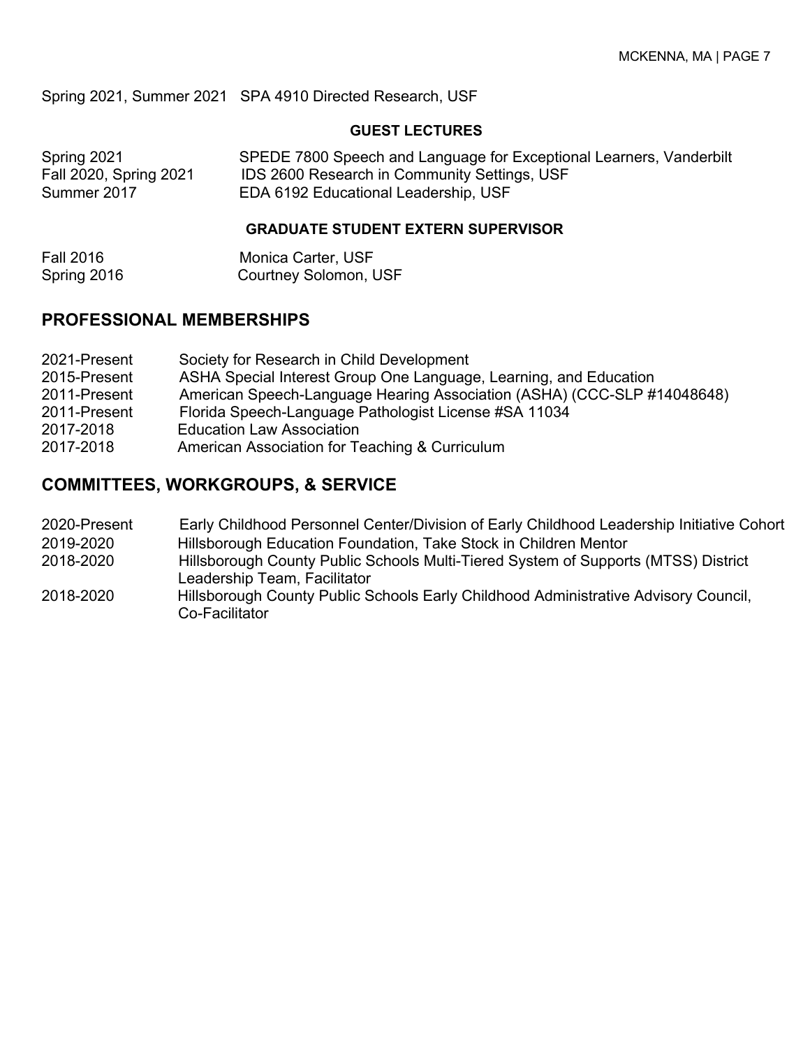| | |
|---|---|
| Spring 2021, Summer 2021 | SPA 4910 Directed Research, USF |

### GUEST LECTURES

| | |
|---|---|
| Spring 2021 | SPEDE 7800 Speech and Language for Exceptional Learners, Vanderbilt |
| Fall 2020, Spring 2021 | IDS 2600 Research in Community Settings, USF |
| Summer 2017 | EDA 6192 Educational Leadership, USF |

### GRADUATE STUDENT EXTERN SUPERVISOR

| | |
|---|---|
| Fall 2016 | Monica Carter, USF |
| Spring 2016 | Courtney Solomon, USF |

## PROFESSIONAL MEMBERSHIPS

| | |
|---|---|
| 2021-Present | Society for Research in Child Development |
| 2015-Present | ASHA Special Interest Group One Language, Learning, and Education |
| 2011-Present | American Speech-Language Hearing Association (ASHA) (CCC-SLP #14048648) |
| 2011-Present | Florida Speech-Language Pathologist License #SA 11034 |
| 2017-2018 | Education Law Association |
| 2017-2018 | American Association for Teaching & Curriculum |

## COMMITTEES, WORKGROUPS, & SERVICE

| | |
|---|---|
| 2020-Present | Early Childhood Personnel Center/Division of Early Childhood Leadership Initiative Cohort |
| 2019-2020 | Hillsborough Education Foundation, Take Stock in Children Mentor |
| 2018-2020 | Hillsborough County Public Schools Multi-Tiered System of Supports (MTSS) District Leadership Team, Facilitator |
| 2018-2020 | Hillsborough County Public Schools Early Childhood Administrative Advisory Council, Co-Facilitator |